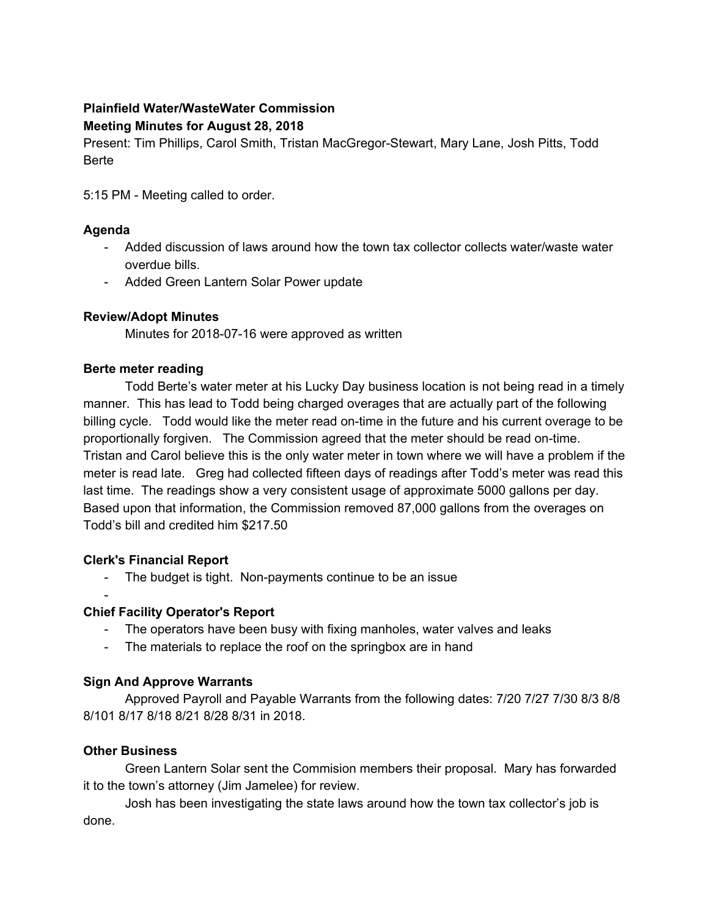**Plainfield Water/WasteWater Commission**
**Meeting Minutes for August 28, 2018**

Present: Tim Phillips, Carol Smith, Tristan MacGregor-Stewart, Mary Lane, Josh Pitts, Todd Berte

5:15 PM - Meeting called to order.

### Agenda

- Added discussion of laws around how the town tax collector collects water/waste water overdue bills.
- Added Green Lantern Solar Power update

### Review/Adopt Minutes

Minutes for 2018-07-16 were approved as written

### Berte meter reading

Todd Berte's water meter at his Lucky Day business location is not being read in a timely manner. This has lead to Todd being charged overages that are actually part of the following billing cycle. Todd would like the meter read on-time in the future and his current overage to be proportionally forgiven. The Commission agreed that the meter should be read on-time. Tristan and Carol believe this is the only water meter in town where we will have a problem if the meter is read late. Greg had collected fifteen days of readings after Todd's meter was read this last time. The readings show a very consistent usage of approximate 5000 gallons per day. Based upon that information, the Commission removed 87,000 gallons from the overages on Todd's bill and credited him $217.50

### Clerk's Financial Report

- The budget is tight. Non-payments continue to be an issue
- 

### Chief Facility Operator's Report

- The operators have been busy with fixing manholes, water valves and leaks
- The materials to replace the roof on the springbox are in hand

### Sign And Approve Warrants

Approved Payroll and Payable Warrants from the following dates: 7/20 7/27 7/30 8/3 8/8 8/101 8/17 8/18 8/21 8/28 8/31 in 2018.

### Other Business

Green Lantern Solar sent the Commision members their proposal. Mary has forwarded it to the town's attorney (Jim Jamelee) for review.

Josh has been investigating the state laws around how the town tax collector's job is done.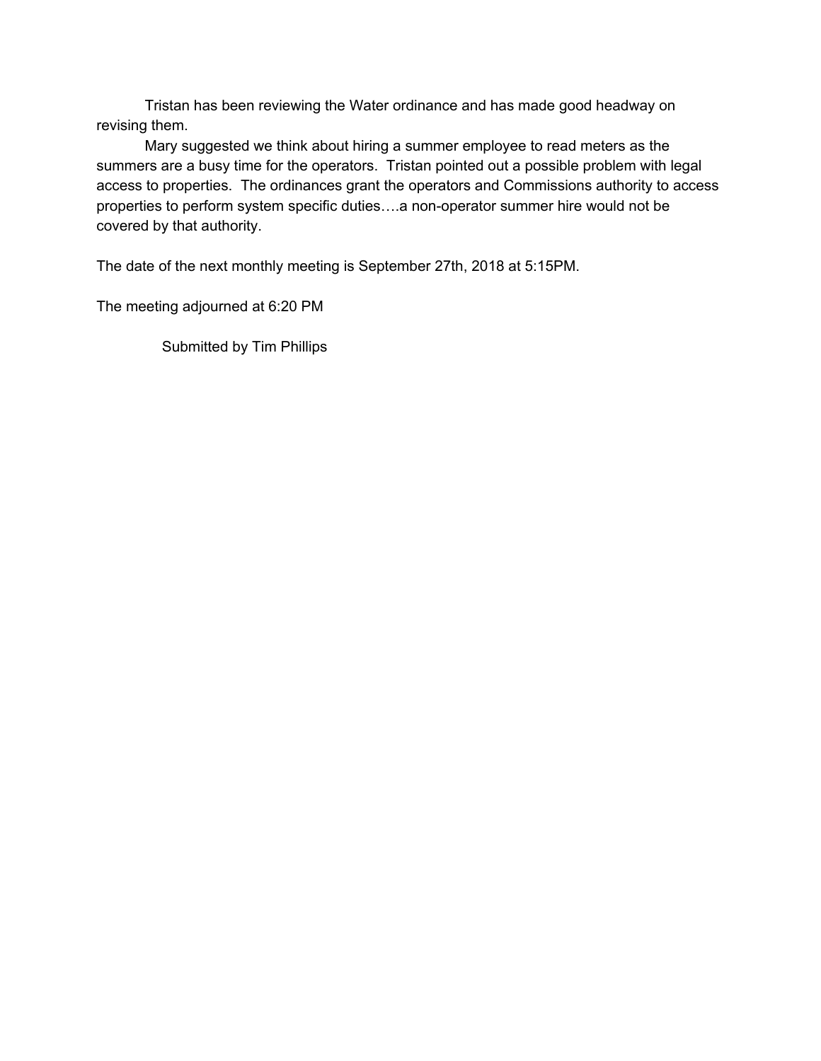Tristan has been reviewing the Water ordinance and has made good headway on revising them.

Mary suggested we think about hiring a summer employee to read meters as the summers are a busy time for the operators. Tristan pointed out a possible problem with legal access to properties. The ordinances grant the operators and Commissions authority to access properties to perform system specific duties….a non-operator summer hire would not be covered by that authority.

The date of the next monthly meeting is September 27th, 2018 at 5:15PM.

The meeting adjourned at 6:20 PM

Submitted by Tim Phillips